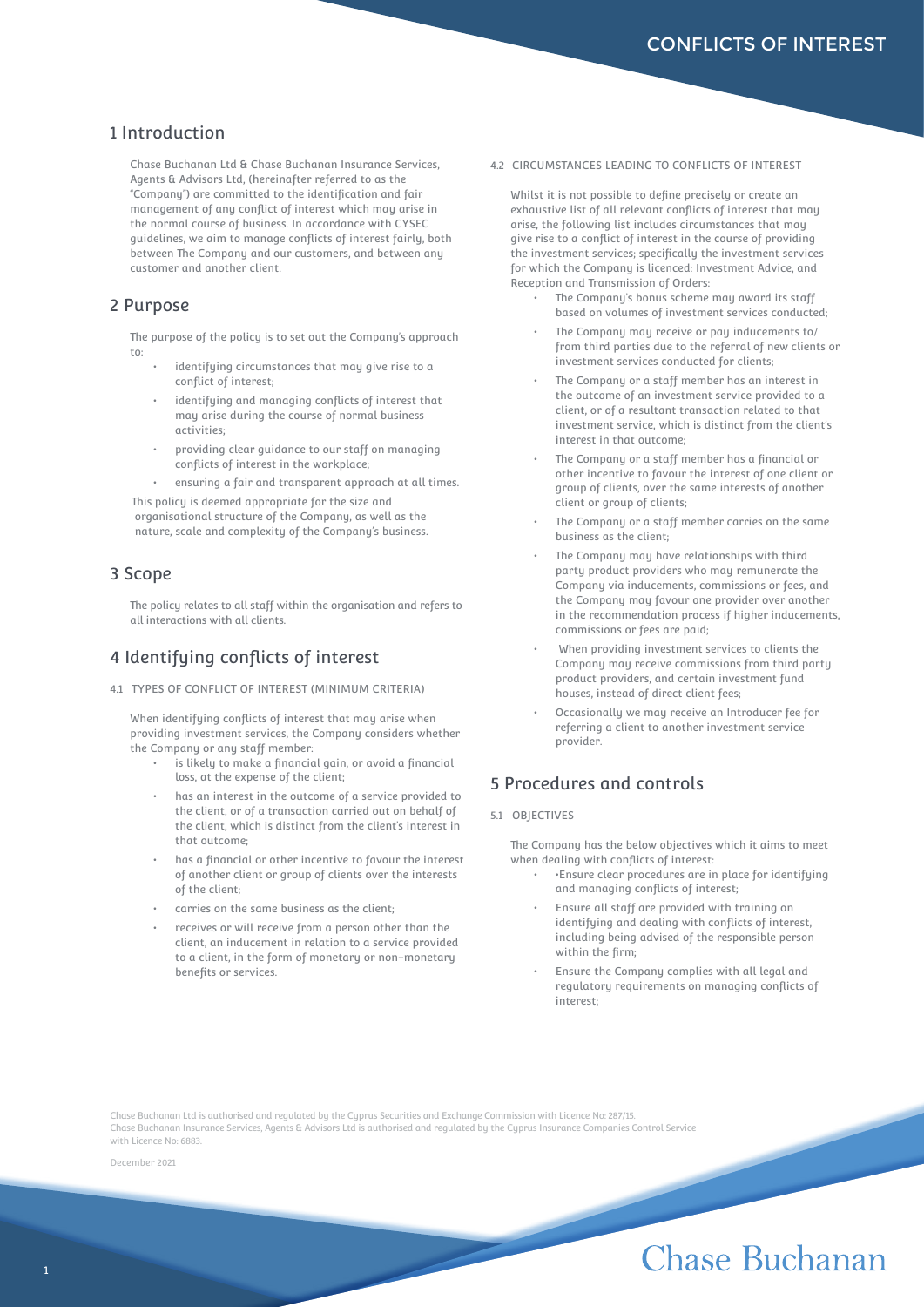# CONFLICTS OF INTEREST

## 1 Introduction

Chase Buchanan Ltd & Chase Buchanan Insurance Services, Agents & Advisors Ltd, (hereinafter referred to as the "Company") are committed to the identification and fair management of any conflict of interest which may arise in the normal course of business. In accordance with CYSEC guidelines, we aim to manage conflicts of interest fairly, both between The Company and our customers, and between any customer and another client.

## 2 Purpose

The purpose of the policy is to set out the Company's approach to:

- identifying circumstances that may give rise to a conflict of interest;
- identifying and managing conflicts of interest that may arise during the course of normal business activities;
- providing clear guidance to our staff on managing conflicts of interest in the workplace;
- ensuring a fair and transparent approach at all times.

This policy is deemed appropriate for the size and organisational structure of the Company, as well as the nature, scale and complexity of the Company's business.

## 3 Scope

The policy relates to all staff within the organisation and refers to all interactions with all clients.

## 4 Identifying conflicts of interest

### 4.1 TYPES OF CONFLICT OF INTEREST (MINIMUM CRITERIA)

When identifying conflicts of interest that may arise when providing investment services, the Company considers whether the Company or any staff member:

- is likely to make a financial gain, or avoid a financial loss, at the expense of the client;
- has an interest in the outcome of a service provided to the client, or of a transaction carried out on behalf of the client, which is distinct from the client's interest in that outcome;
- has a financial or other incentive to favour the interest of another client or group of clients over the interests of the client;
- carries on the same business as the client;
- receives or will receive from a person other than the client, an inducement in relation to a service provided to a client, in the form of monetary or non-monetary benefits or services.

### 4.2 CIRCUMSTANCES LEADING TO CONFLICTS OF INTEREST

Whilst it is not possible to define precisely or create an exhaustive list of all relevant conflicts of interest that may arise, the following list includes circumstances that may give rise to a conflict of interest in the course of providing the investment services; specifically the investment services for which the Company is licenced: Investment Advice, and Reception and Transmission of Orders:

- The Company's bonus scheme may award its staff based on volumes of investment services conducted;
- The Company may receive or pay inducements to/from third parties due to the referral of new clients or investment services conducted for clients;
- The Company or a staff member has an interest in the outcome of an investment service provided to a client, or of a resultant transaction related to that investment service, which is distinct from the client's interest in that outcome;
- The Company or a staff member has a financial or other incentive to favour the interest of one client or group of clients, over the same interests of another client or group of clients;
- The Company or a staff member carries on the same business as the client;
- The Company may have relationships with third party product providers who may remunerate the Company via inducements, commissions or fees, and the Company may favour one provider over another in the recommendation process if higher inducements, commissions or fees are paid;
- When providing investment services to clients the Company may receive commissions from third party product providers, and certain investment fund houses, instead of direct client fees;
- Occasionally we may receive an Introducer fee for referring a client to another investment service provider.

## 5 Procedures and controls

### 5.1 OBJECTIVES

The Company has the below objectives which it aims to meet when dealing with conflicts of interest:

- •Ensure clear procedures are in place for identifying and managing conflicts of interest;
- Ensure all staff are provided with training on identifying and dealing with conflicts of interest, including being advised of the responsible person within the firm;
- Ensure the Company complies with all legal and regulatory requirements on managing conflicts of interest;

Chase Buchanan Ltd is authorised and regulated by the Cyprus Securities and Exchange Commission with Licence No: 287/15.
Chase Buchanan Insurance Services, Agents & Advisors Ltd is authorised and regulated by the Cyprus Insurance Companies Control Service with Licence No: 6883.

December 2021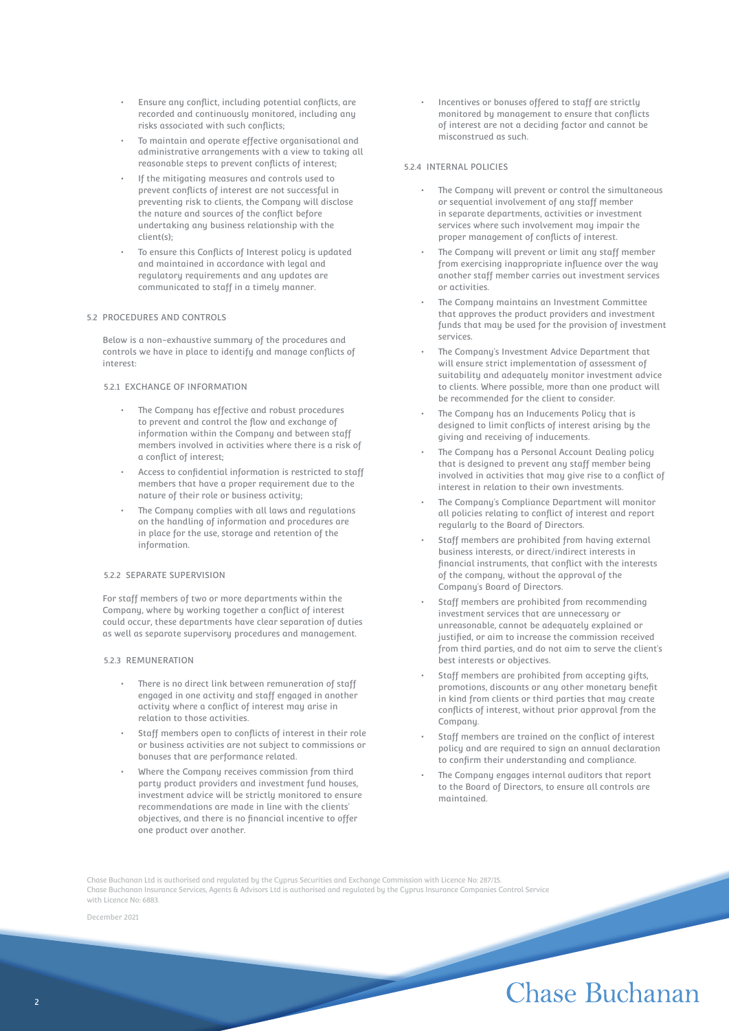- Ensure any conflict, including potential conflicts, are recorded and continuously monitored, including any risks associated with such conflicts;
- To maintain and operate effective organisational and administrative arrangements with a view to taking all reasonable steps to prevent conflicts of interest;
- If the mitigating measures and controls used to prevent conflicts of interest are not successful in preventing risk to clients, the Company will disclose the nature and sources of the conflict before undertaking any business relationship with the client(s);
- To ensure this Conflicts of Interest policy is updated and maintained in accordance with legal and regulatory requirements and any updates are communicated to staff in a timely manner.

## 5.2 PROCEDURES AND CONTROLS

Below is a non-exhaustive summary of the procedures and controls we have in place to identify and manage conflicts of interest:

### 5.2.1 EXCHANGE OF INFORMATION

- The Company has effective and robust procedures to prevent and control the flow and exchange of information within the Company and between staff members involved in activities where there is a risk of a conflict of interest;
- Access to confidential information is restricted to staff members that have a proper requirement due to the nature of their role or business activity;
- The Company complies with all laws and regulations on the handling of information and procedures are in place for the use, storage and retention of the information.

### 5.2.2 SEPARATE SUPERVISION

For staff members of two or more departments within the Company, where by working together a conflict of interest could occur, these departments have clear separation of duties as well as separate supervisory procedures and management.

### 5.2.3 REMUNERATION

- There is no direct link between remuneration of staff engaged in one activity and staff engaged in another activity where a conflict of interest may arise in relation to those activities.
- Staff members open to conflicts of interest in their role or business activities are not subject to commissions or bonuses that are performance related.
- Where the Company receives commission from third party product providers and investment fund houses, investment advice will be strictly monitored to ensure recommendations are made in line with the clients' objectives, and there is no financial incentive to offer one product over another.
- Incentives or bonuses offered to staff are strictly monitored by management to ensure that conflicts of interest are not a deciding factor and cannot be misconstrued as such.

### 5.2.4 INTERNAL POLICIES

- The Company will prevent or control the simultaneous or sequential involvement of any staff member in separate departments, activities or investment services where such involvement may impair the proper management of conflicts of interest.
- The Company will prevent or limit any staff member from exercising inappropriate influence over the way another staff member carries out investment services or activities.
- The Company maintains an Investment Committee that approves the product providers and investment funds that may be used for the provision of investment services.
- The Company's Investment Advice Department that will ensure strict implementation of assessment of suitability and adequately monitor investment advice to clients. Where possible, more than one product will be recommended for the client to consider.
- The Company has an Inducements Policy that is designed to limit conflicts of interest arising by the giving and receiving of inducements.
- The Company has a Personal Account Dealing policy that is designed to prevent any staff member being involved in activities that may give rise to a conflict of interest in relation to their own investments.
- The Company's Compliance Department will monitor all policies relating to conflict of interest and report regularly to the Board of Directors.
- Staff members are prohibited from having external business interests, or direct/indirect interests in financial instruments, that conflict with the interests of the company, without the approval of the Company's Board of Directors.
- Staff members are prohibited from recommending investment services that are unnecessary or unreasonable, cannot be adequately explained or justified, or aim to increase the commission received from third parties, and do not aim to serve the client's best interests or objectives.
- Staff members are prohibited from accepting gifts, promotions, discounts or any other monetary benefit in kind from clients or third parties that may create conflicts of interest, without prior approval from the Company.
- Staff members are trained on the conflict of interest policy and are required to sign an annual declaration to confirm their understanding and compliance.
- The Company engages internal auditors that report to the Board of Directors, to ensure all controls are maintained.

Chase Buchanan Ltd is authorised and regulated by the Cyprus Securities and Exchange Commission with Licence No: 287/15.
Chase Buchanan Insurance Services, Agents & Advisors Ltd is authorised and regulated by the Cyprus Insurance Companies Control Service with Licence No: 6883.

December 2021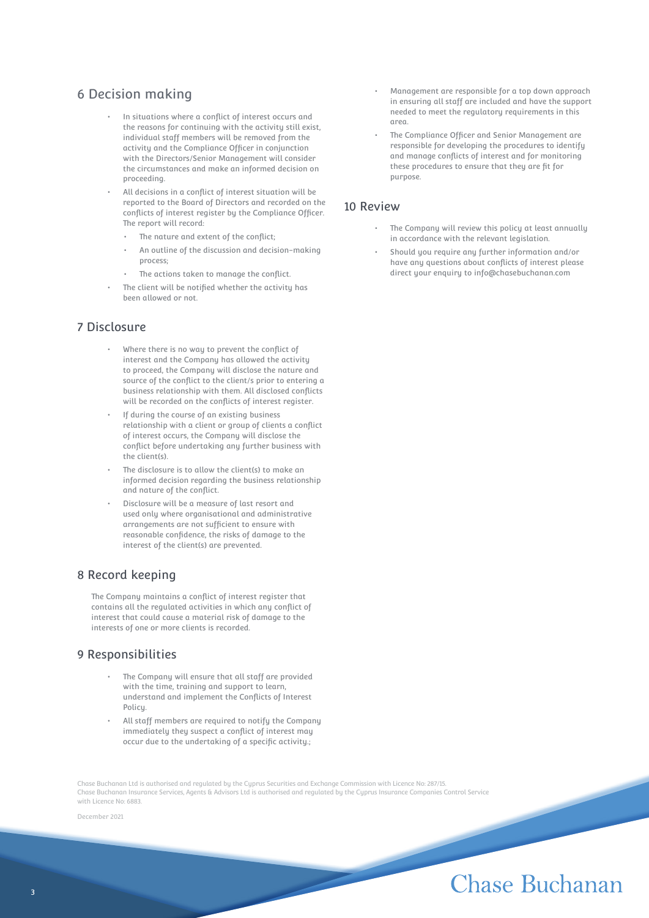## 6 Decision making

- In situations where a conflict of interest occurs and the reasons for continuing with the activity still exist, individual staff members will be removed from the activity and the Compliance Officer in conjunction with the Directors/Senior Management will consider the circumstances and make an informed decision on proceeding.
- All decisions in a conflict of interest situation will be reported to the Board of Directors and recorded on the conflicts of interest register by the Compliance Officer. The report will record:
  - The nature and extent of the conflict;
  - An outline of the discussion and decision-making process;
  - The actions taken to manage the conflict.
- The client will be notified whether the activity has been allowed or not.

## 7 Disclosure

- Where there is no way to prevent the conflict of interest and the Company has allowed the activity to proceed, the Company will disclose the nature and source of the conflict to the client/s prior to entering a business relationship with them. All disclosed conflicts will be recorded on the conflicts of interest register.
- If during the course of an existing business relationship with a client or group of clients a conflict of interest occurs, the Company will disclose the conflict before undertaking any further business with the client(s).
- The disclosure is to allow the client(s) to make an informed decision regarding the business relationship and nature of the conflict.
- Disclosure will be a measure of last resort and used only where organisational and administrative arrangements are not sufficient to ensure with reasonable confidence, the risks of damage to the interest of the client(s) are prevented.

## 8 Record keeping

The Company maintains a conflict of interest register that contains all the regulated activities in which any conflict of interest that could cause a material risk of damage to the interests of one or more clients is recorded.

## 9 Responsibilities

- The Company will ensure that all staff are provided with the time, training and support to learn, understand and implement the Conflicts of Interest Policy.
- All staff members are required to notify the Company immediately they suspect a conflict of interest may occur due to the undertaking of a specific activity.;
- Management are responsible for a top down approach in ensuring all staff are included and have the support needed to meet the regulatory requirements in this area.
- The Compliance Officer and Senior Management are responsible for developing the procedures to identify and manage conflicts of interest and for monitoring these procedures to ensure that they are fit for purpose.

## 10 Review

- The Company will review this policy at least annually in accordance with the relevant legislation.
- Should you require any further information and/or have any questions about conflicts of interest please direct your enquiry to info@chasebuchanan.com

Chase Buchanan Ltd is authorised and regulated by the Cyprus Securities and Exchange Commission with Licence No: 287/15.
Chase Buchanan Insurance Services, Agents & Advisors Ltd is authorised and regulated by the Cyprus Insurance Companies Control Service with Licence No: 6883.

December 2021

Chase Buchanan